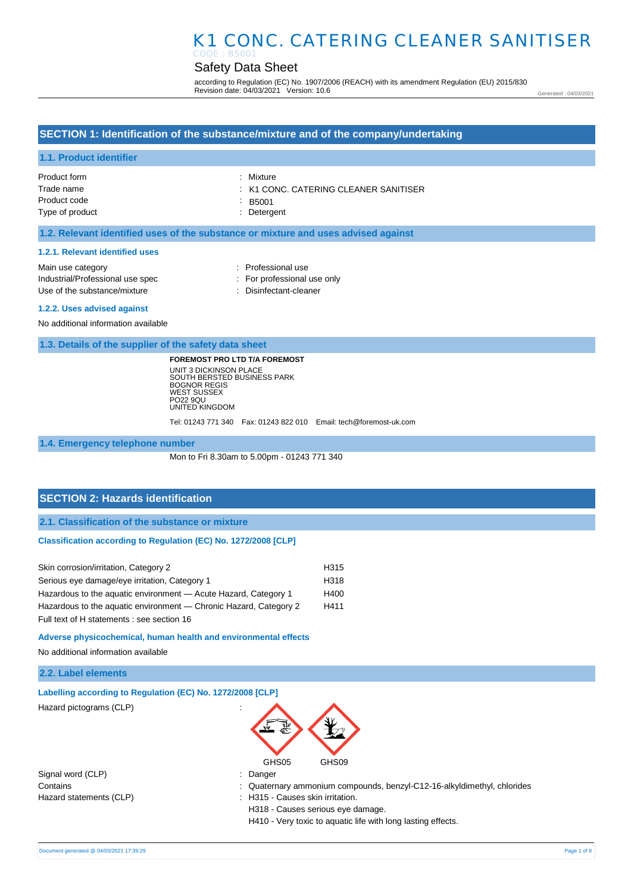# K1 CONC. CATERING CLEANER SANITISER

CODE : B5001

## Safety Data Sheet

according to Regulation (EC) No. 1907/2006 (REACH) with its amendment Regulation (EU) 2015/830
Revision date: 04/03/2021 Version: 10.6

Generated : 04/03/2021

## SECTION 1: Identification of the substance/mixture and of the company/undertaking

### 1.1. Product identifier

| | |
|---|---|
| Product form | : Mixture |
| Trade name | : K1 CONC. CATERING CLEANER SANITISER |
| Product code | : B5001 |
| Type of product | : Detergent |

### 1.2. Relevant identified uses of the substance or mixture and uses advised against

#### 1.2.1. Relevant identified uses

| | |
|---|---|
| Main use category | : Professional use |
| Industrial/Professional use spec | : For professional use only |
| Use of the substance/mixture | : Disinfectant-cleaner |

#### 1.2.2. Uses advised against

No additional information available

### 1.3. Details of the supplier of the safety data sheet

**FOREMOST PRO LTD T/A FOREMOST**
UNIT 3 DICKINSON PLACE
SOUTH BERSTED BUSINESS PARK
BOGNOR REGIS
WEST SUSSEX
PO22 9QU
UNITED KINGDOM

Tel: 01243 771 340 Fax: 01243 822 010 Email: tech@foremost-uk.com

### 1.4. Emergency telephone number

Mon to Fri 8.30am to 5.00pm - 01243 771 340

## SECTION 2: Hazards identification

### 2.1. Classification of the substance or mixture

#### Classification according to Regulation (EC) No. 1272/2008 [CLP]

| | |
|---|---|
| Skin corrosion/irritation, Category 2 | H315 |
| Serious eye damage/eye irritation, Category 1 | H318 |
| Hazardous to the aquatic environment — Acute Hazard, Category 1 | H400 |
| Hazardous to the aquatic environment — Chronic Hazard, Category 2 | H411 |

Full text of H statements : see section 16

#### Adverse physicochemical, human health and environmental effects

No additional information available

### 2.2. Label elements

#### Labelling according to Regulation (EC) No. 1272/2008 [CLP]

Hazard pictograms (CLP) :

GHS05 GHS09

| | |
|---|---|
| Signal word (CLP) | : Danger |
| Contains | : Quaternary ammonium compounds, benzyl-C12-16-alkyldimethyl, chlorides |
| Hazard statements (CLP) | : H315 - Causes skin irritation.<br>H318 - Causes serious eye damage.<br>H410 - Very toxic to aquatic life with long lasting effects. |

Document generated @ 04/03/2021 17:39:29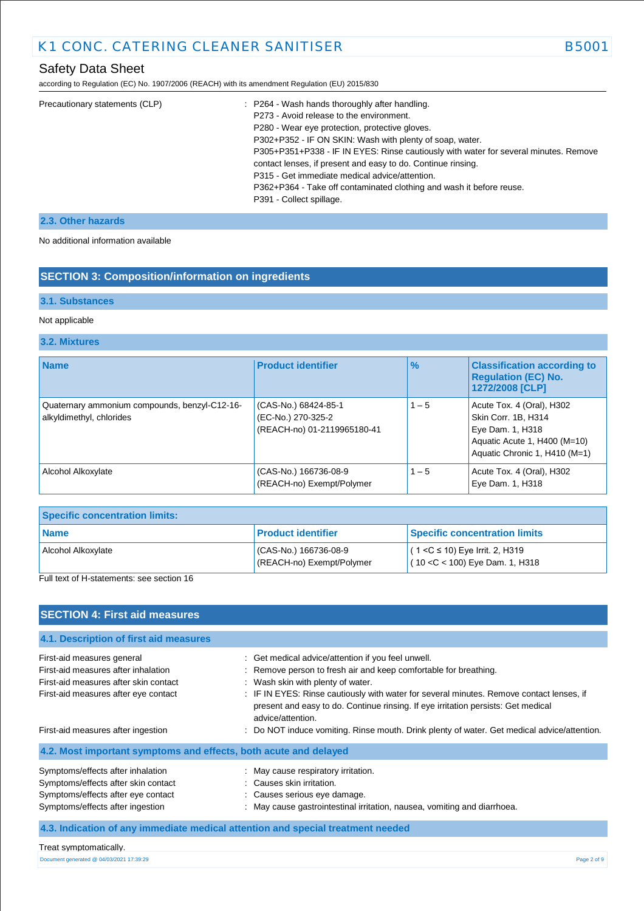| | |
|---|---|
| Precautionary statements (CLP) | : P264 - Wash hands thoroughly after handling.<br>P273 - Avoid release to the environment.<br>P280 - Wear eye protection, protective gloves.<br>P302+P352 - IF ON SKIN: Wash with plenty of soap, water.<br>P305+P351+P338 - IF IN EYES: Rinse cautiously with water for several minutes. Remove contact lenses, if present and easy to do. Continue rinsing.<br>P315 - Get immediate medical advice/attention.<br>P362+P364 - Take off contaminated clothing and wash it before reuse.<br>P391 - Collect spillage. |

### 2.3. Other hazards

No additional information available

## SECTION 3: Composition/information on ingredients

### 3.1. Substances

Not applicable

### 3.2. Mixtures

| Name | Product identifier | % | Classification according to Regulation (EC) No. 1272/2008 [CLP] |
|---|---|---|---|
| Quaternary ammonium compounds, benzyl-C12-16-alkyldimethyl, chlorides | (CAS-No.) 68424-85-1<br>(EC-No.) 270-325-2<br>(REACH-no) 01-2119965180-41 | 1 – 5 | Acute Tox. 4 (Oral), H302<br>Skin Corr. 1B, H314<br>Eye Dam. 1, H318<br>Aquatic Acute 1, H400 (M=10)<br>Aquatic Chronic 1, H410 (M=1) |
| Alcohol Alkoxylate | (CAS-No.) 166736-08-9<br>(REACH-no) Exempt/Polymer | 1 – 5 | Acute Tox. 4 (Oral), H302<br>Eye Dam. 1, H318 |

| Specific concentration limits: | | |
|---|---|---|
| **Name** | **Product identifier** | **Specific concentration limits** |
| Alcohol Alkoxylate | (CAS-No.) 166736-08-9<br>(REACH-no) Exempt/Polymer | ( 1 <C ≤ 10) Eye Irrit. 2, H319<br>( 10 <C < 100) Eye Dam. 1, H318 |

Full text of H-statements: see section 16

## SECTION 4: First aid measures

### 4.1. Description of first aid measures

| | |
|---|---|
| First-aid measures general | : Get medical advice/attention if you feel unwell. |
| First-aid measures after inhalation | : Remove person to fresh air and keep comfortable for breathing. |
| First-aid measures after skin contact | : Wash skin with plenty of water. |
| First-aid measures after eye contact | : IF IN EYES: Rinse cautiously with water for several minutes. Remove contact lenses, if present and easy to do. Continue rinsing. If eye irritation persists: Get medical advice/attention. |
| First-aid measures after ingestion | : Do NOT induce vomiting. Rinse mouth. Drink plenty of water. Get medical advice/attention. |

### 4.2. Most important symptoms and effects, both acute and delayed

| | |
|---|---|
| Symptoms/effects after inhalation | : May cause respiratory irritation. |
| Symptoms/effects after skin contact | : Causes skin irritation. |
| Symptoms/effects after eye contact | : Causes serious eye damage. |
| Symptoms/effects after ingestion | : May cause gastrointestinal irritation, nausea, vomiting and diarrhoea. |

### 4.3. Indication of any immediate medical attention and special treatment needed

Treat symptomatically.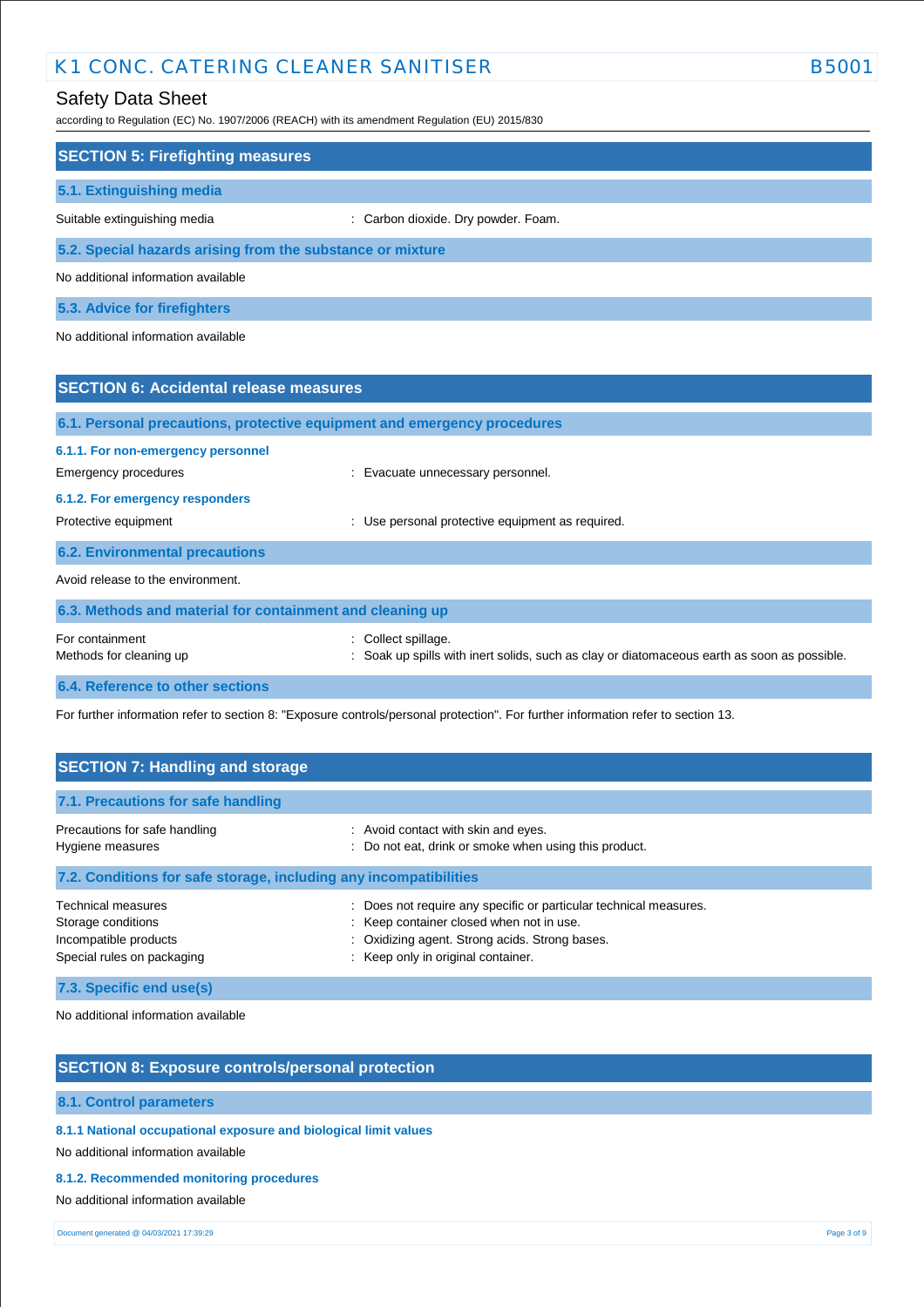## SECTION 5: Firefighting measures

### 5.1. Extinguishing media

Suitable extinguishing media : Carbon dioxide. Dry powder. Foam.

### 5.2. Special hazards arising from the substance or mixture

No additional information available

### 5.3. Advice for firefighters

No additional information available

## SECTION 6: Accidental release measures

### 6.1. Personal precautions, protective equipment and emergency procedures

#### 6.1.1. For non-emergency personnel

Emergency procedures : Evacuate unnecessary personnel.

#### 6.1.2. For emergency responders

Protective equipment : Use personal protective equipment as required.

### 6.2. Environmental precautions

Avoid release to the environment.

### 6.3. Methods and material for containment and cleaning up

For containment : Collect spillage.
Methods for cleaning up : Soak up spills with inert solids, such as clay or diatomaceous earth as soon as possible.

### 6.4. Reference to other sections

For further information refer to section 8: "Exposure controls/personal protection". For further information refer to section 13.

## SECTION 7: Handling and storage

### 7.1. Precautions for safe handling

Precautions for safe handling : Avoid contact with skin and eyes.
Hygiene measures : Do not eat, drink or smoke when using this product.

### 7.2. Conditions for safe storage, including any incompatibilities

Technical measures : Does not require any specific or particular technical measures.
Storage conditions : Keep container closed when not in use.
Incompatible products : Oxidizing agent. Strong acids. Strong bases.
Special rules on packaging : Keep only in original container.

### 7.3. Specific end use(s)

No additional information available

## SECTION 8: Exposure controls/personal protection

### 8.1. Control parameters

#### 8.1.1 National occupational exposure and biological limit values

No additional information available

#### 8.1.2. Recommended monitoring procedures

No additional information available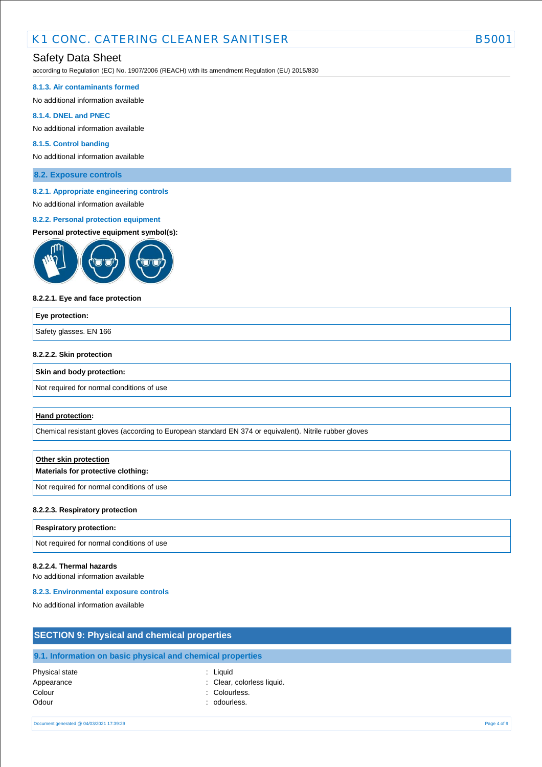#### 8.1.3. Air contaminants formed

No additional information available

#### 8.1.4. DNEL and PNEC

No additional information available

#### 8.1.5. Control banding

No additional information available

### 8.2. Exposure controls

#### 8.2.1. Appropriate engineering controls

No additional information available

#### 8.2.2. Personal protection equipment

**Personal protective equipment symbol(s):**

**8.2.2.1. Eye and face protection**

| Eye protection: |
| --- |
| Safety glasses. EN 166 |

**8.2.2.2. Skin protection**

| Skin and body protection: |
| --- |
| Not required for normal conditions of use |

| Hand protection: |
| --- |
| Chemical resistant gloves (according to European standard EN 374 or equivalent). Nitrile rubber gloves |

| Other skin protection<br>Materials for protective clothing: |
| --- |
| Not required for normal conditions of use |

**8.2.2.3. Respiratory protection**

| Respiratory protection: |
| --- |
| Not required for normal conditions of use |

**8.2.2.4. Thermal hazards**

No additional information available

#### 8.2.3. Environmental exposure controls

No additional information available

## SECTION 9: Physical and chemical properties

### 9.1. Information on basic physical and chemical properties

| | |
| --- | --- |
| Physical state | : Liquid |
| Appearance | : Clear, colorless liquid. |
| Colour | : Colourless. |
| Odour | : odourless. |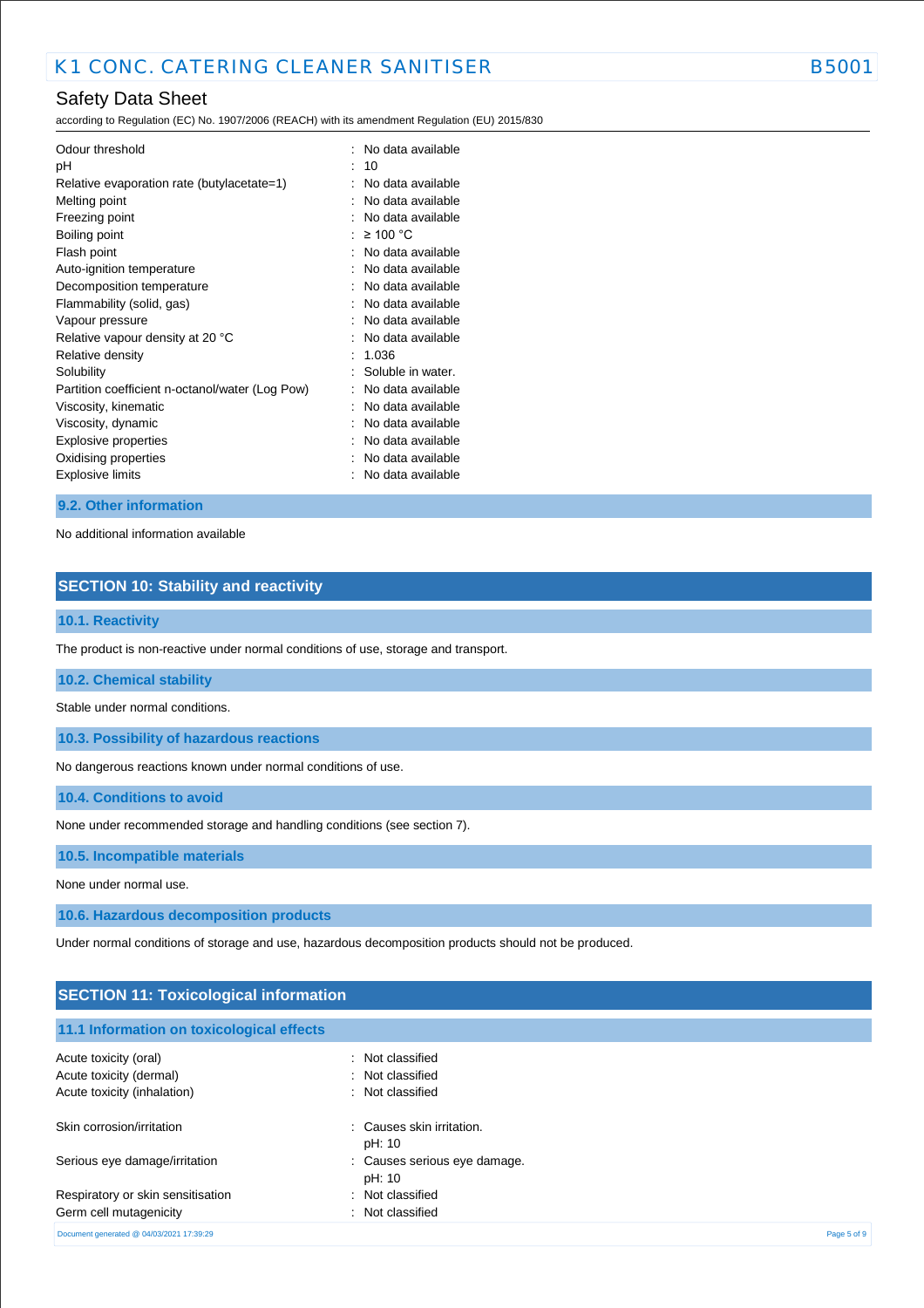| | |
|---|---|
| Odour threshold | : No data available |
| pH | : 10 |
| Relative evaporation rate (butylacetate=1) | : No data available |
| Melting point | : No data available |
| Freezing point | : No data available |
| Boiling point | : ≥ 100 °C |
| Flash point | : No data available |
| Auto-ignition temperature | : No data available |
| Decomposition temperature | : No data available |
| Flammability (solid, gas) | : No data available |
| Vapour pressure | : No data available |
| Relative vapour density at 20 °C | : No data available |
| Relative density | : 1.036 |
| Solubility | : Soluble in water. |
| Partition coefficient n-octanol/water (Log Pow) | : No data available |
| Viscosity, kinematic | : No data available |
| Viscosity, dynamic | : No data available |
| Explosive properties | : No data available |
| Oxidising properties | : No data available |
| Explosive limits | : No data available |

### 9.2. Other information

No additional information available

## SECTION 10: Stability and reactivity

### 10.1. Reactivity

The product is non-reactive under normal conditions of use, storage and transport.

### 10.2. Chemical stability

Stable under normal conditions.

### 10.3. Possibility of hazardous reactions

No dangerous reactions known under normal conditions of use.

### 10.4. Conditions to avoid

None under recommended storage and handling conditions (see section 7).

### 10.5. Incompatible materials

None under normal use.

### 10.6. Hazardous decomposition products

Under normal conditions of storage and use, hazardous decomposition products should not be produced.

## SECTION 11: Toxicological information

### 11.1 Information on toxicological effects

| | |
|---|---|
| Acute toxicity (oral) | : Not classified |
| Acute toxicity (dermal) | : Not classified |
| Acute toxicity (inhalation) | : Not classified |
| Skin corrosion/irritation | : Causes skin irritation.<br>pH: 10 |
| Serious eye damage/irritation | : Causes serious eye damage.<br>pH: 10 |
| Respiratory or skin sensitisation | : Not classified |
| Germ cell mutagenicity | : Not classified |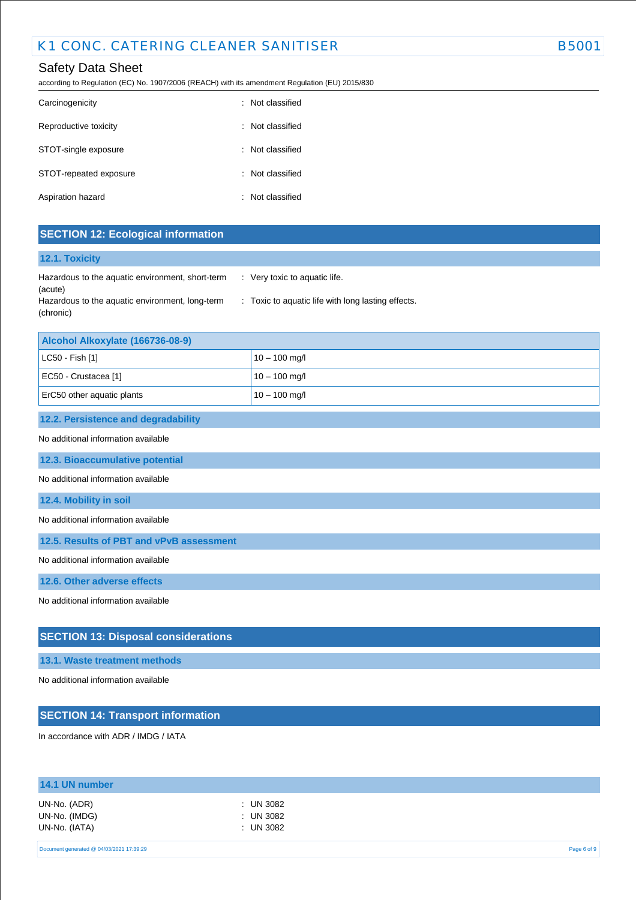| | |
|---|---|
| Carcinogenicity | : Not classified |
| Reproductive toxicity | : Not classified |
| STOT-single exposure | : Not classified |
| STOT-repeated exposure | : Not classified |
| Aspiration hazard | : Not classified |

## SECTION 12: Ecological information

### 12.1. Toxicity

| | |
|---|---|
| Hazardous to the aquatic environment, short-term (acute) | : Very toxic to aquatic life. |
| Hazardous to the aquatic environment, long-term (chronic) | : Toxic to aquatic life with long lasting effects. |

| Alcohol Alkoxylate (166736-08-9) | |
|---|---|
| LC50 - Fish [1] | 10 – 100 mg/l |
| EC50 - Crustacea [1] | 10 – 100 mg/l |
| ErC50 other aquatic plants | 10 – 100 mg/l |

### 12.2. Persistence and degradability

No additional information available

### 12.3. Bioaccumulative potential

No additional information available

### 12.4. Mobility in soil

No additional information available

### 12.5. Results of PBT and vPvB assessment

No additional information available

### 12.6. Other adverse effects

No additional information available

## SECTION 13: Disposal considerations

### 13.1. Waste treatment methods

No additional information available

## SECTION 14: Transport information

In accordance with ADR / IMDG / IATA

### 14.1 UN number

| | |
|---|---|
| UN-No. (ADR) | : UN 3082 |
| UN-No. (IMDG) | : UN 3082 |
| UN-No. (IATA) | : UN 3082 |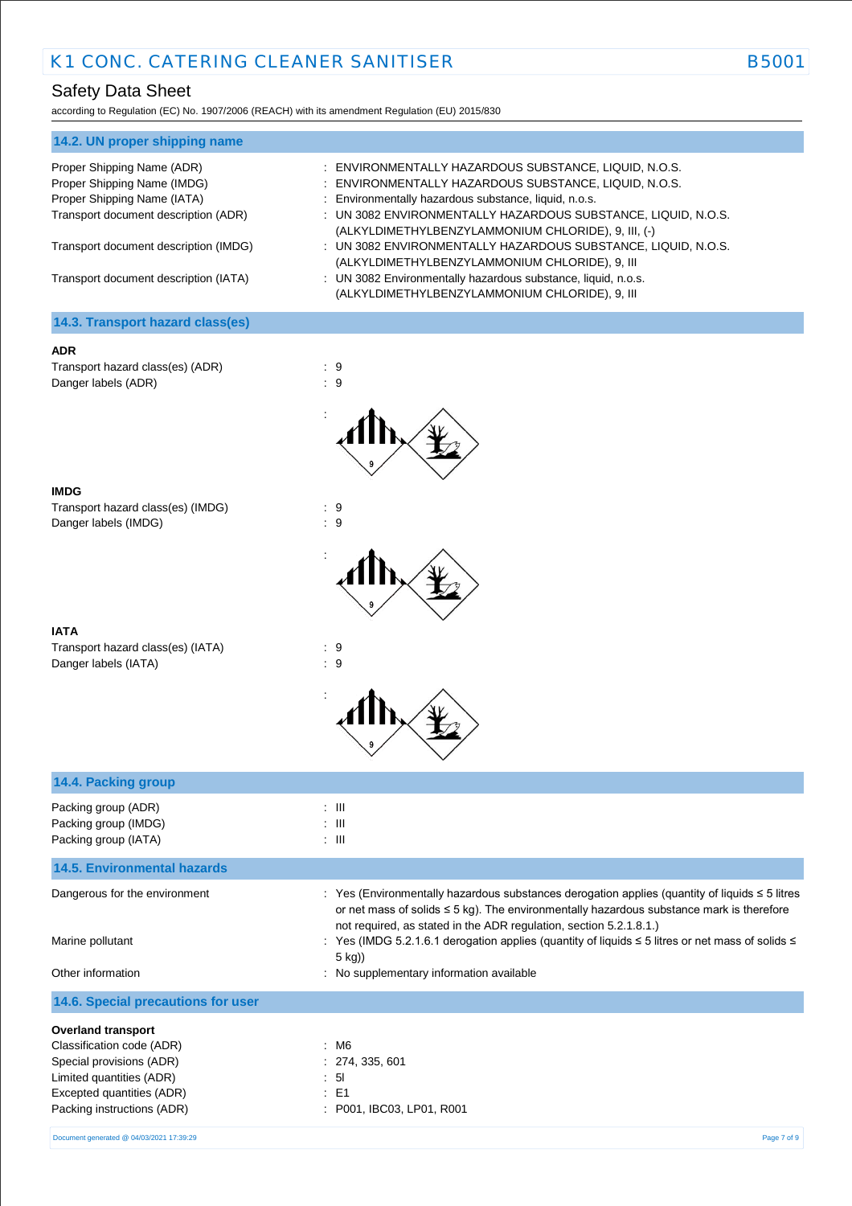## 14.2. UN proper shipping name

| | |
|---|---|
| Proper Shipping Name (ADR) | : ENVIRONMENTALLY HAZARDOUS SUBSTANCE, LIQUID, N.O.S. |
| Proper Shipping Name (IMDG) | : ENVIRONMENTALLY HAZARDOUS SUBSTANCE, LIQUID, N.O.S. |
| Proper Shipping Name (IATA) | : Environmentally hazardous substance, liquid, n.o.s. |
| Transport document description (ADR) | : UN 3082 ENVIRONMENTALLY HAZARDOUS SUBSTANCE, LIQUID, N.O.S. (ALKYLDIMETHYLBENZYLAMMONIUM CHLORIDE), 9, III, (-) |
| Transport document description (IMDG) | : UN 3082 ENVIRONMENTALLY HAZARDOUS SUBSTANCE, LIQUID, N.O.S. (ALKYLDIMETHYLBENZYLAMMONIUM CHLORIDE), 9, III |
| Transport document description (IATA) | : UN 3082 Environmentally hazardous substance, liquid, n.o.s. (ALKYLDIMETHYLBENZYLAMMONIUM CHLORIDE), 9, III |

## 14.3. Transport hazard class(es)

**ADR**

| | |
|---|---|
| Transport hazard class(es) (ADR) | : 9 |
| Danger labels (ADR) | : 9 |

**IMDG**

| | |
|---|---|
| Transport hazard class(es) (IMDG) | : 9 |
| Danger labels (IMDG) | : 9 |

**IATA**

| | |
|---|---|
| Transport hazard class(es) (IATA) | : 9 |
| Danger labels (IATA) | : 9 |

## 14.4. Packing group

| | |
|---|---|
| Packing group (ADR) | : III |
| Packing group (IMDG) | : III |
| Packing group (IATA) | : III |

## 14.5. Environmental hazards

| | |
|---|---|
| Dangerous for the environment | : Yes (Environmentally hazardous substances derogation applies (quantity of liquids ≤ 5 litres or net mass of solids ≤ 5 kg). The environmentally hazardous substance mark is therefore not required, as stated in the ADR regulation, section 5.2.1.8.1.) |
| Marine pollutant | : Yes (IMDG 5.2.1.6.1 derogation applies (quantity of liquids ≤ 5 litres or net mass of solids ≤ 5 kg)) |
| Other information | : No supplementary information available |

## 14.6. Special precautions for user

**Overland transport**

| | |
|---|---|
| Classification code (ADR) | : M6 |
| Special provisions (ADR) | : 274, 335, 601 |
| Limited quantities (ADR) | : 5l |
| Excepted quantities (ADR) | : E1 |
| Packing instructions (ADR) | : P001, IBC03, LP01, R001 |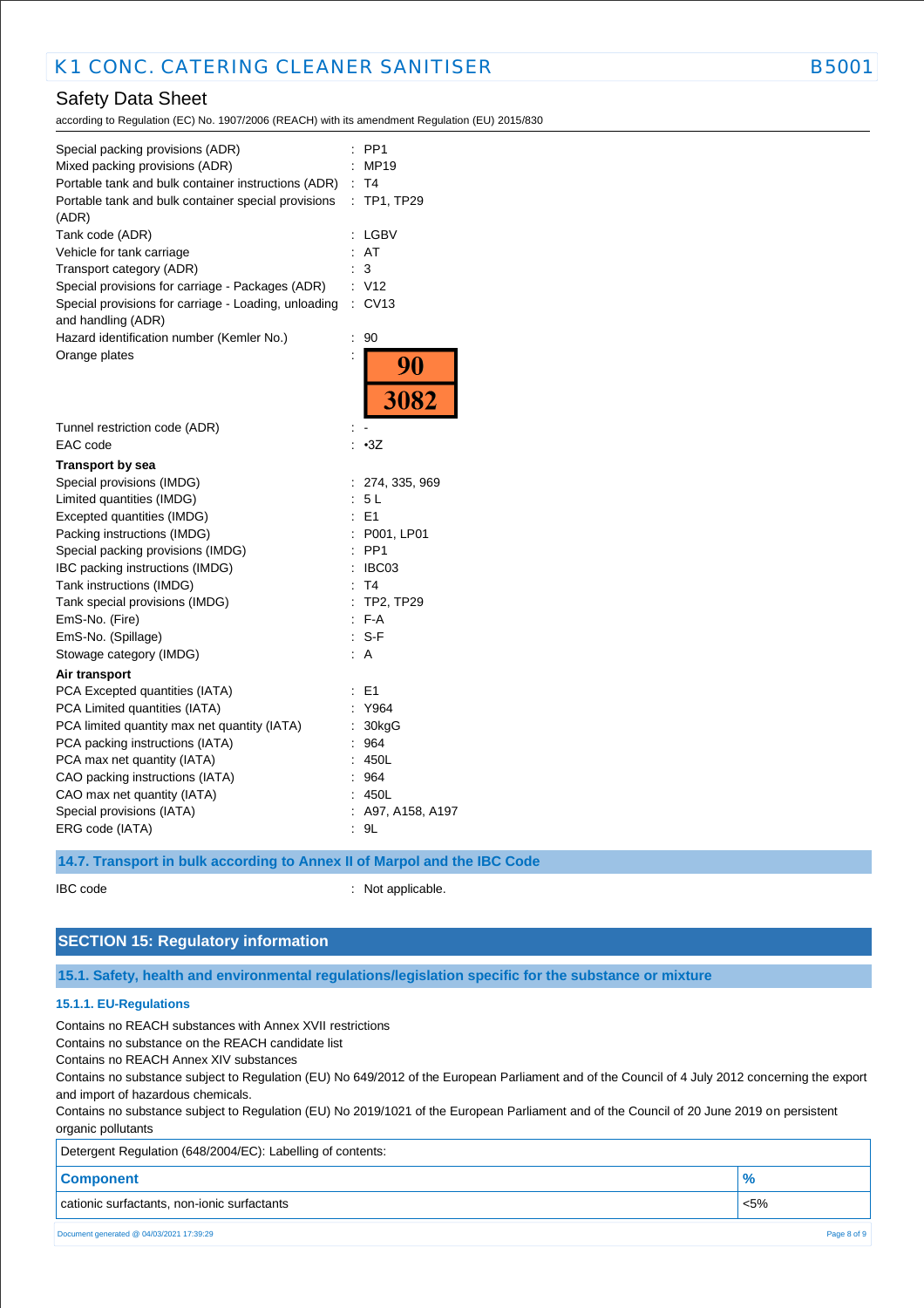| | |
|---|---|
| Special packing provisions (ADR) | : PP1 |
| Mixed packing provisions (ADR) | : MP19 |
| Portable tank and bulk container instructions (ADR) | : T4 |
| Portable tank and bulk container special provisions (ADR) | : TP1, TP29 |
| Tank code (ADR) | : LGBV |
| Vehicle for tank carriage | : AT |
| Transport category (ADR) | : 3 |
| Special provisions for carriage - Packages (ADR) | : V12 |
| Special provisions for carriage - Loading, unloading and handling (ADR) | : CV13 |
| Hazard identification number (Kemler No.) | : 90 |
| Orange plates | : 90 / 3082 |
| Tunnel restriction code (ADR) | : - |
| EAC code | : •3Z |

**Transport by sea**

| | |
|---|---|
| Special provisions (IMDG) | : 274, 335, 969 |
| Limited quantities (IMDG) | : 5 L |
| Excepted quantities (IMDG) | : E1 |
| Packing instructions (IMDG) | : P001, LP01 |
| Special packing provisions (IMDG) | : PP1 |
| IBC packing instructions (IMDG) | : IBC03 |
| Tank instructions (IMDG) | : T4 |
| Tank special provisions (IMDG) | : TP2, TP29 |
| EmS-No. (Fire) | : F-A |
| EmS-No. (Spillage) | : S-F |
| Stowage category (IMDG) | : A |

**Air transport**

| | |
|---|---|
| PCA Excepted quantities (IATA) | : E1 |
| PCA Limited quantities (IATA) | : Y964 |
| PCA limited quantity max net quantity (IATA) | : 30kgG |
| PCA packing instructions (IATA) | : 964 |
| PCA max net quantity (IATA) | : 450L |
| CAO packing instructions (IATA) | : 964 |
| CAO max net quantity (IATA) | : 450L |
| Special provisions (IATA) | : A97, A158, A197 |
| ERG code (IATA) | : 9L |

### 14.7. Transport in bulk according to Annex II of Marpol and the IBC Code

IBC code : Not applicable.

## SECTION 15: Regulatory information

### 15.1. Safety, health and environmental regulations/legislation specific for the substance or mixture

#### 15.1.1. EU-Regulations

Contains no REACH substances with Annex XVII restrictions
Contains no substance on the REACH candidate list
Contains no REACH Annex XIV substances
Contains no substance subject to Regulation (EU) No 649/2012 of the European Parliament and of the Council of 4 July 2012 concerning the export and import of hazardous chemicals.
Contains no substance subject to Regulation (EU) No 2019/1021 of the European Parliament and of the Council of 20 June 2019 on persistent organic pollutants

Detergent Regulation (648/2004/EC): Labelling of contents:

| Component | % |
|---|---|
| cationic surfactants, non-ionic surfactants | <5% |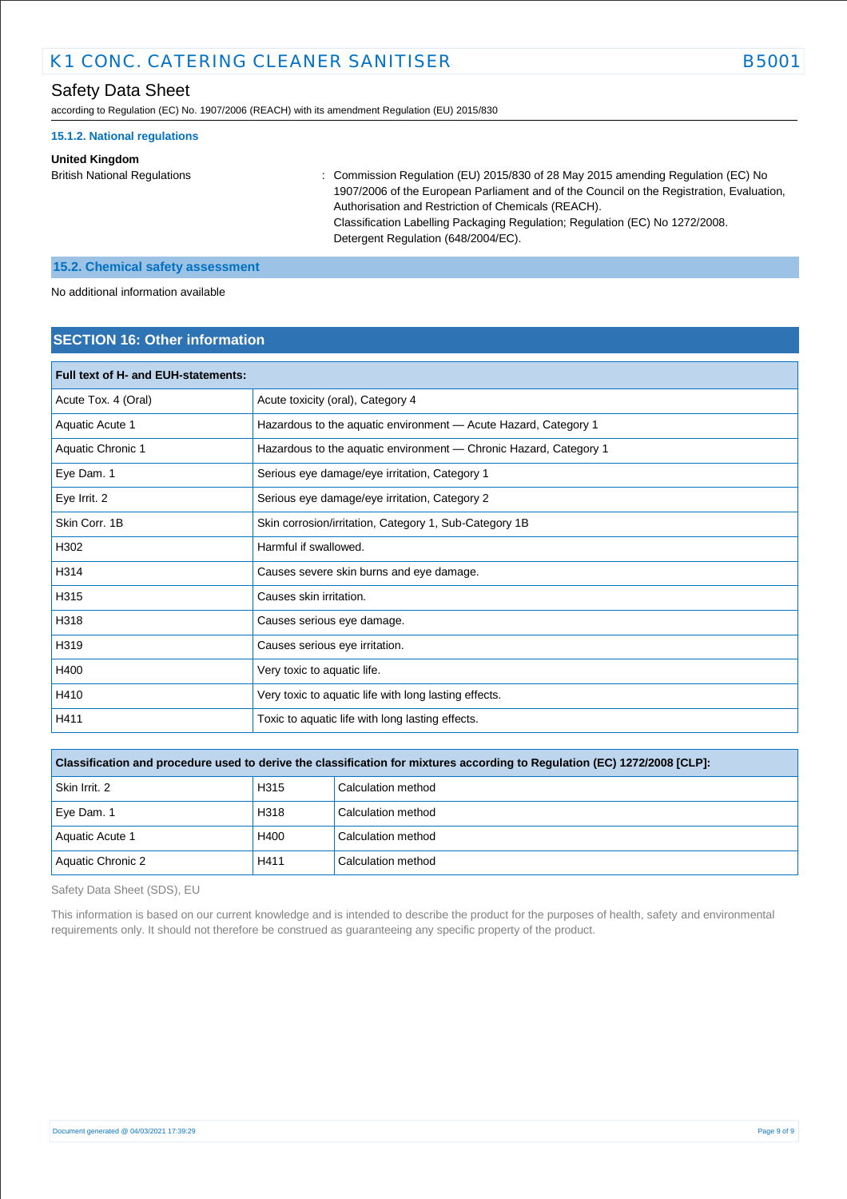#### 15.1.2. National regulations

**United Kingdom**

British National Regulations : Commission Regulation (EU) 2015/830 of 28 May 2015 amending Regulation (EC) No 1907/2006 of the European Parliament and of the Council on the Registration, Evaluation, Authorisation and Restriction of Chemicals (REACH).
Classification Labelling Packaging Regulation; Regulation (EC) No 1272/2008.
Detergent Regulation (648/2004/EC).

### 15.2. Chemical safety assessment

No additional information available

## SECTION 16: Other information

| Full text of H- and EUH-statements: | |
|---|---|
| Acute Tox. 4 (Oral) | Acute toxicity (oral), Category 4 |
| Aquatic Acute 1 | Hazardous to the aquatic environment — Acute Hazard, Category 1 |
| Aquatic Chronic 1 | Hazardous to the aquatic environment — Chronic Hazard, Category 1 |
| Eye Dam. 1 | Serious eye damage/eye irritation, Category 1 |
| Eye Irrit. 2 | Serious eye damage/eye irritation, Category 2 |
| Skin Corr. 1B | Skin corrosion/irritation, Category 1, Sub-Category 1B |
| H302 | Harmful if swallowed. |
| H314 | Causes severe skin burns and eye damage. |
| H315 | Causes skin irritation. |
| H318 | Causes serious eye damage. |
| H319 | Causes serious eye irritation. |
| H400 | Very toxic to aquatic life. |
| H410 | Very toxic to aquatic life with long lasting effects. |
| H411 | Toxic to aquatic life with long lasting effects. |

| Classification and procedure used to derive the classification for mixtures according to Regulation (EC) 1272/2008 [CLP]: | | |
|---|---|---|
| Skin Irrit. 2 | H315 | Calculation method |
| Eye Dam. 1 | H318 | Calculation method |
| Aquatic Acute 1 | H400 | Calculation method |
| Aquatic Chronic 2 | H411 | Calculation method |

Safety Data Sheet (SDS), EU

This information is based on our current knowledge and is intended to describe the product for the purposes of health, safety and environmental requirements only. It should not therefore be construed as guaranteeing any specific property of the product.